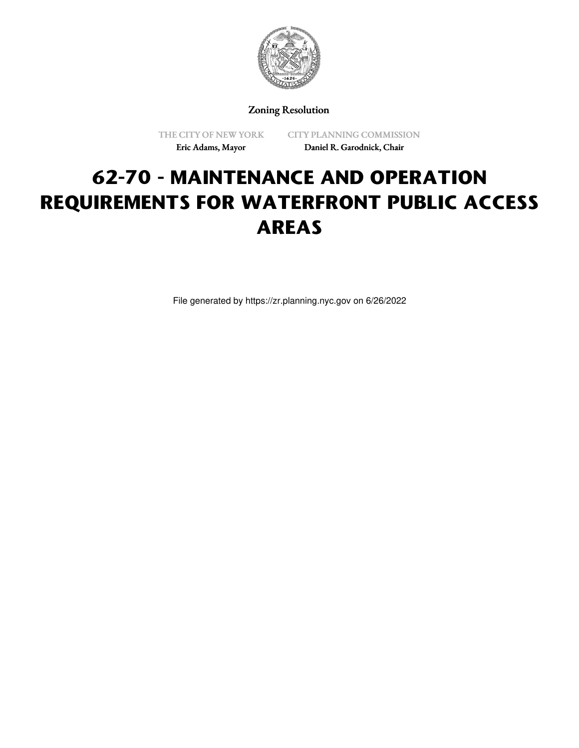Zoning Resolution

THE CITY OF NEW YORK
Eric Adams, Mayor

CITY PLANNING COMMISSION
Daniel R. Garodnick, Chair

# 62-70 - MAINTENANCE AND OPERATION REQUIREMENTS FOR WATERFRONT PUBLIC ACCESS AREAS

File generated by https://zr.planning.nyc.gov on 6/26/2022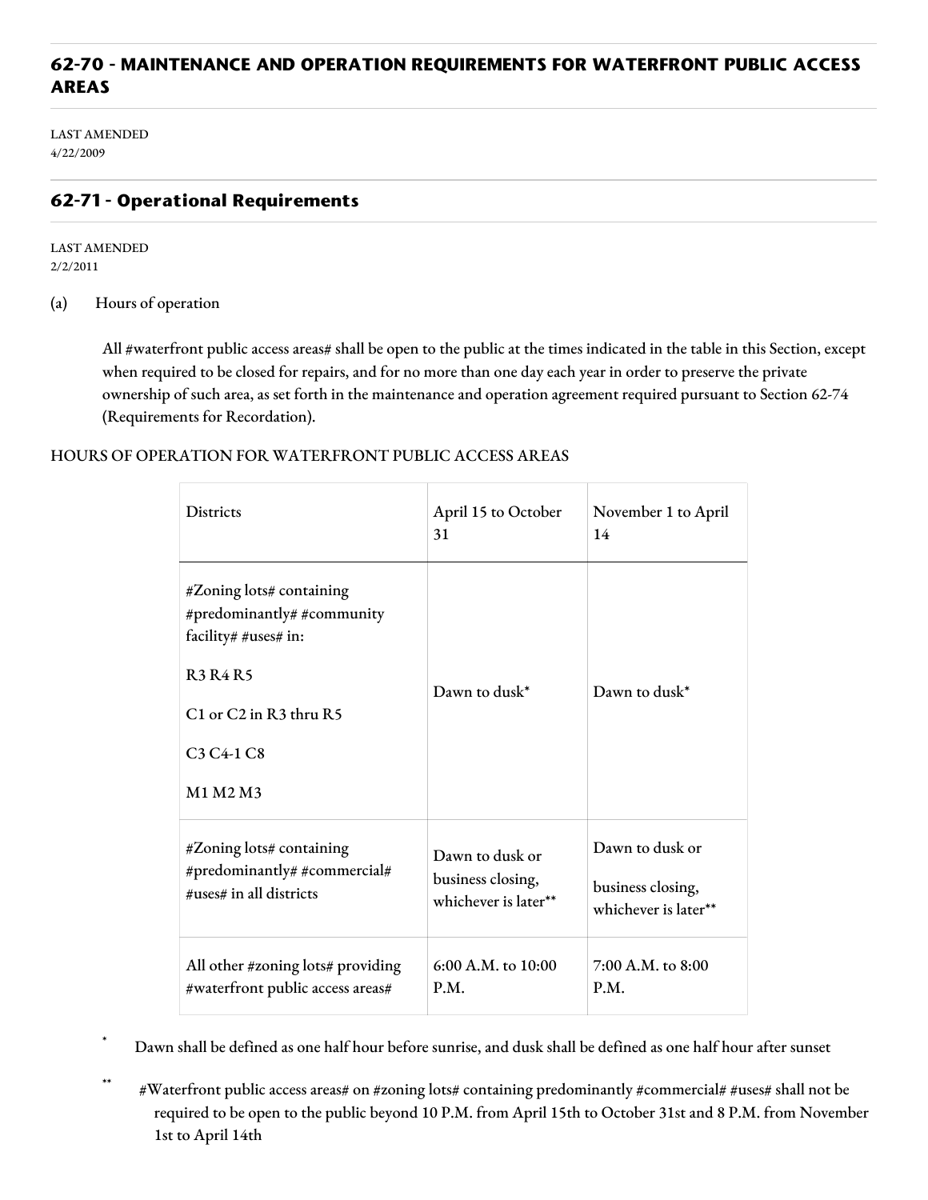## 62-70 - MAINTENANCE AND OPERATION REQUIREMENTS FOR WATERFRONT PUBLIC ACCESS AREAS

LAST AMENDED
4/22/2009

## 62-71 - Operational Requirements

LAST AMENDED
2/2/2011

(a) Hours of operation

All #waterfront public access areas# shall be open to the public at the times indicated in the table in this Section, except when required to be closed for repairs, and for no more than one day each year in order to preserve the private ownership of such area, as set forth in the maintenance and operation agreement required pursuant to Section 62-74 (Requirements for Recordation).

HOURS OF OPERATION FOR WATERFRONT PUBLIC ACCESS AREAS

| Districts | April 15 to October 31 | November 1 to April 14 |
|---|---|---|
| #Zoning lots# containing #predominantly# #community facility# #uses# in: R3 R4 R5; C1 or C2 in R3 thru R5; C3 C4-1 C8; M1 M2 M3 | Dawn to dusk* | Dawn to dusk* |
| #Zoning lots# containing #predominantly# #commercial# #uses# in all districts | Dawn to dusk or business closing, whichever is later** | Dawn to dusk or business closing, whichever is later** |
| All other #zoning lots# providing #waterfront public access areas# | 6:00 A.M. to 10:00 P.M. | 7:00 A.M. to 8:00 P.M. |

\* Dawn shall be defined as one half hour before sunrise, and dusk shall be defined as one half hour after sunset

\** #Waterfront public access areas# on #zoning lots# containing predominantly #commercial# #uses# shall not be required to be open to the public beyond 10 P.M. from April 15th to October 31st and 8 P.M. from November 1st to April 14th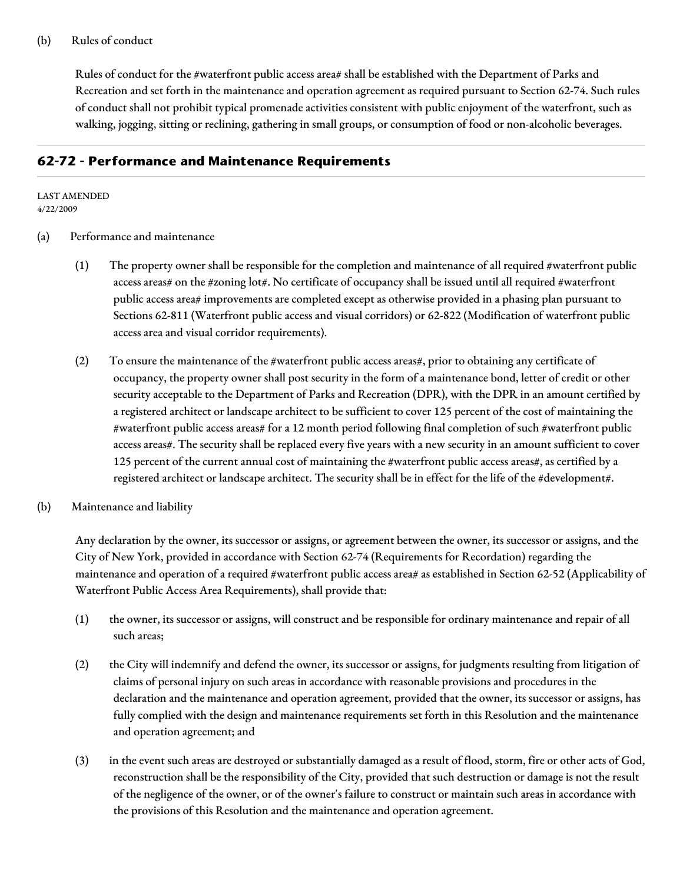(b) Rules of conduct

Rules of conduct for the #waterfront public access area# shall be established with the Department of Parks and Recreation and set forth in the maintenance and operation agreement as required pursuant to Section 62-74. Such rules of conduct shall not prohibit typical promenade activities consistent with public enjoyment of the waterfront, such as walking, jogging, sitting or reclining, gathering in small groups, or consumption of food or non-alcoholic beverages.

## 62-72 - Performance and Maintenance Requirements

LAST AMENDED
4/22/2009

(a) Performance and maintenance

(1) The property owner shall be responsible for the completion and maintenance of all required #waterfront public access areas# on the #zoning lot#. No certificate of occupancy shall be issued until all required #waterfront public access area# improvements are completed except as otherwise provided in a phasing plan pursuant to Sections 62-811 (Waterfront public access and visual corridors) or 62-822 (Modification of waterfront public access area and visual corridor requirements).

(2) To ensure the maintenance of the #waterfront public access areas#, prior to obtaining any certificate of occupancy, the property owner shall post security in the form of a maintenance bond, letter of credit or other security acceptable to the Department of Parks and Recreation (DPR), with the DPR in an amount certified by a registered architect or landscape architect to be sufficient to cover 125 percent of the cost of maintaining the #waterfront public access areas# for a 12 month period following final completion of such #waterfront public access areas#. The security shall be replaced every five years with a new security in an amount sufficient to cover 125 percent of the current annual cost of maintaining the #waterfront public access areas#, as certified by a registered architect or landscape architect. The security shall be in effect for the life of the #development#.

(b) Maintenance and liability

Any declaration by the owner, its successor or assigns, or agreement between the owner, its successor or assigns, and the City of New York, provided in accordance with Section 62-74 (Requirements for Recordation) regarding the maintenance and operation of a required #waterfront public access area# as established in Section 62-52 (Applicability of Waterfront Public Access Area Requirements), shall provide that:

(1) the owner, its successor or assigns, will construct and be responsible for ordinary maintenance and repair of all such areas;

(2) the City will indemnify and defend the owner, its successor or assigns, for judgments resulting from litigation of claims of personal injury on such areas in accordance with reasonable provisions and procedures in the declaration and the maintenance and operation agreement, provided that the owner, its successor or assigns, has fully complied with the design and maintenance requirements set forth in this Resolution and the maintenance and operation agreement; and

(3) in the event such areas are destroyed or substantially damaged as a result of flood, storm, fire or other acts of God, reconstruction shall be the responsibility of the City, provided that such destruction or damage is not the result of the negligence of the owner, or of the owner's failure to construct or maintain such areas in accordance with the provisions of this Resolution and the maintenance and operation agreement.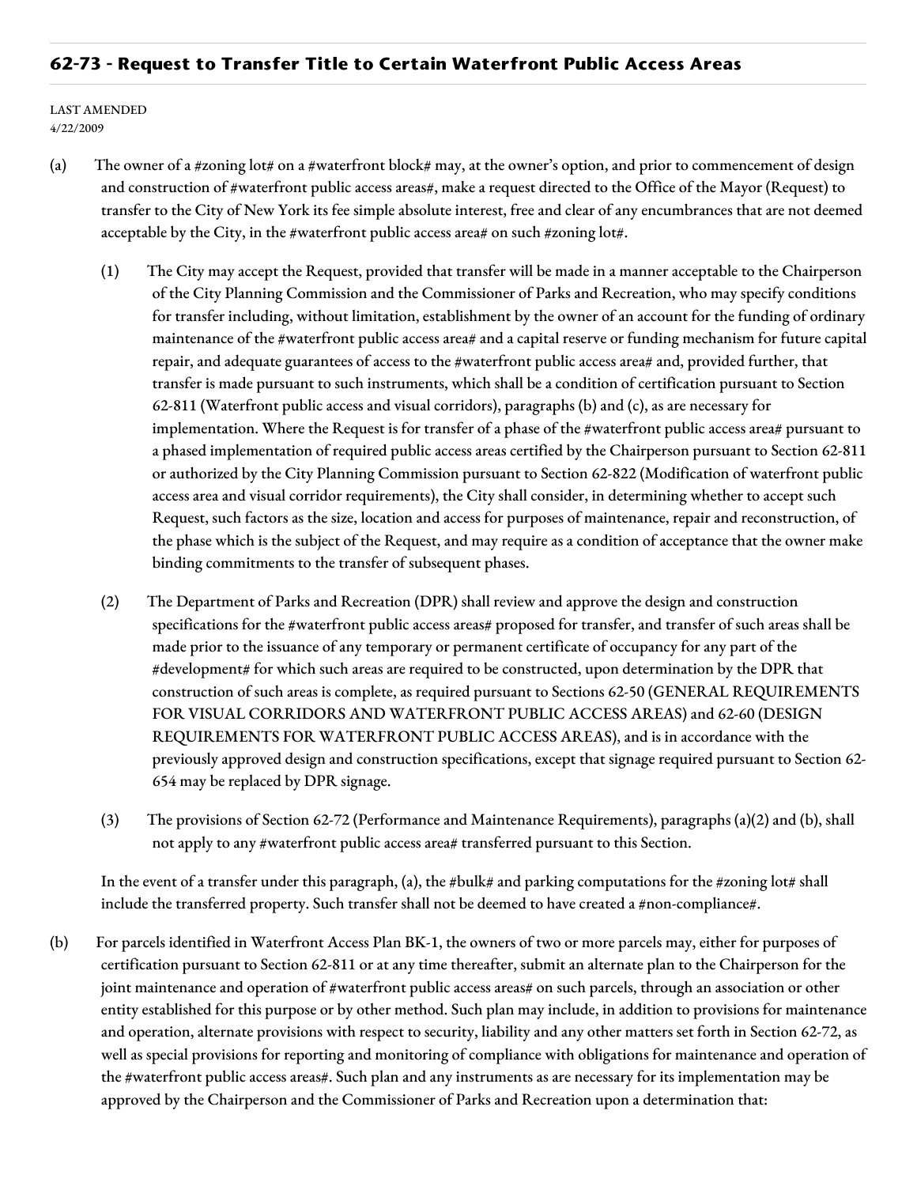## 62-73 - Request to Transfer Title to Certain Waterfront Public Access Areas

LAST AMENDED
4/22/2009

(a) The owner of a #zoning lot# on a #waterfront block# may, at the owner's option, and prior to commencement of design and construction of #waterfront public access areas#, make a request directed to the Office of the Mayor (Request) to transfer to the City of New York its fee simple absolute interest, free and clear of any encumbrances that are not deemed acceptable by the City, in the #waterfront public access area# on such #zoning lot#.

(1) The City may accept the Request, provided that transfer will be made in a manner acceptable to the Chairperson of the City Planning Commission and the Commissioner of Parks and Recreation, who may specify conditions for transfer including, without limitation, establishment by the owner of an account for the funding of ordinary maintenance of the #waterfront public access area# and a capital reserve or funding mechanism for future capital repair, and adequate guarantees of access to the #waterfront public access area# and, provided further, that transfer is made pursuant to such instruments, which shall be a condition of certification pursuant to Section 62-811 (Waterfront public access and visual corridors), paragraphs (b) and (c), as are necessary for implementation. Where the Request is for transfer of a phase of the #waterfront public access area# pursuant to a phased implementation of required public access areas certified by the Chairperson pursuant to Section 62-811 or authorized by the City Planning Commission pursuant to Section 62-822 (Modification of waterfront public access area and visual corridor requirements), the City shall consider, in determining whether to accept such Request, such factors as the size, location and access for purposes of maintenance, repair and reconstruction, of the phase which is the subject of the Request, and may require as a condition of acceptance that the owner make binding commitments to the transfer of subsequent phases.

(2) The Department of Parks and Recreation (DPR) shall review and approve the design and construction specifications for the #waterfront public access areas# proposed for transfer, and transfer of such areas shall be made prior to the issuance of any temporary or permanent certificate of occupancy for any part of the #development# for which such areas are required to be constructed, upon determination by the DPR that construction of such areas is complete, as required pursuant to Sections 62-50 (GENERAL REQUIREMENTS FOR VISUAL CORRIDORS AND WATERFRONT PUBLIC ACCESS AREAS) and 62-60 (DESIGN REQUIREMENTS FOR WATERFRONT PUBLIC ACCESS AREAS), and is in accordance with the previously approved design and construction specifications, except that signage required pursuant to Section 62-654 may be replaced by DPR signage.

(3) The provisions of Section 62-72 (Performance and Maintenance Requirements), paragraphs (a)(2) and (b), shall not apply to any #waterfront public access area# transferred pursuant to this Section.

In the event of a transfer under this paragraph, (a), the #bulk# and parking computations for the #zoning lot# shall include the transferred property. Such transfer shall not be deemed to have created a #non-compliance#.

(b) For parcels identified in Waterfront Access Plan BK-1, the owners of two or more parcels may, either for purposes of certification pursuant to Section 62-811 or at any time thereafter, submit an alternate plan to the Chairperson for the joint maintenance and operation of #waterfront public access areas# on such parcels, through an association or other entity established for this purpose or by other method. Such plan may include, in addition to provisions for maintenance and operation, alternate provisions with respect to security, liability and any other matters set forth in Section 62-72, as well as special provisions for reporting and monitoring of compliance with obligations for maintenance and operation of the #waterfront public access areas#. Such plan and any instruments as are necessary for its implementation may be approved by the Chairperson and the Commissioner of Parks and Recreation upon a determination that: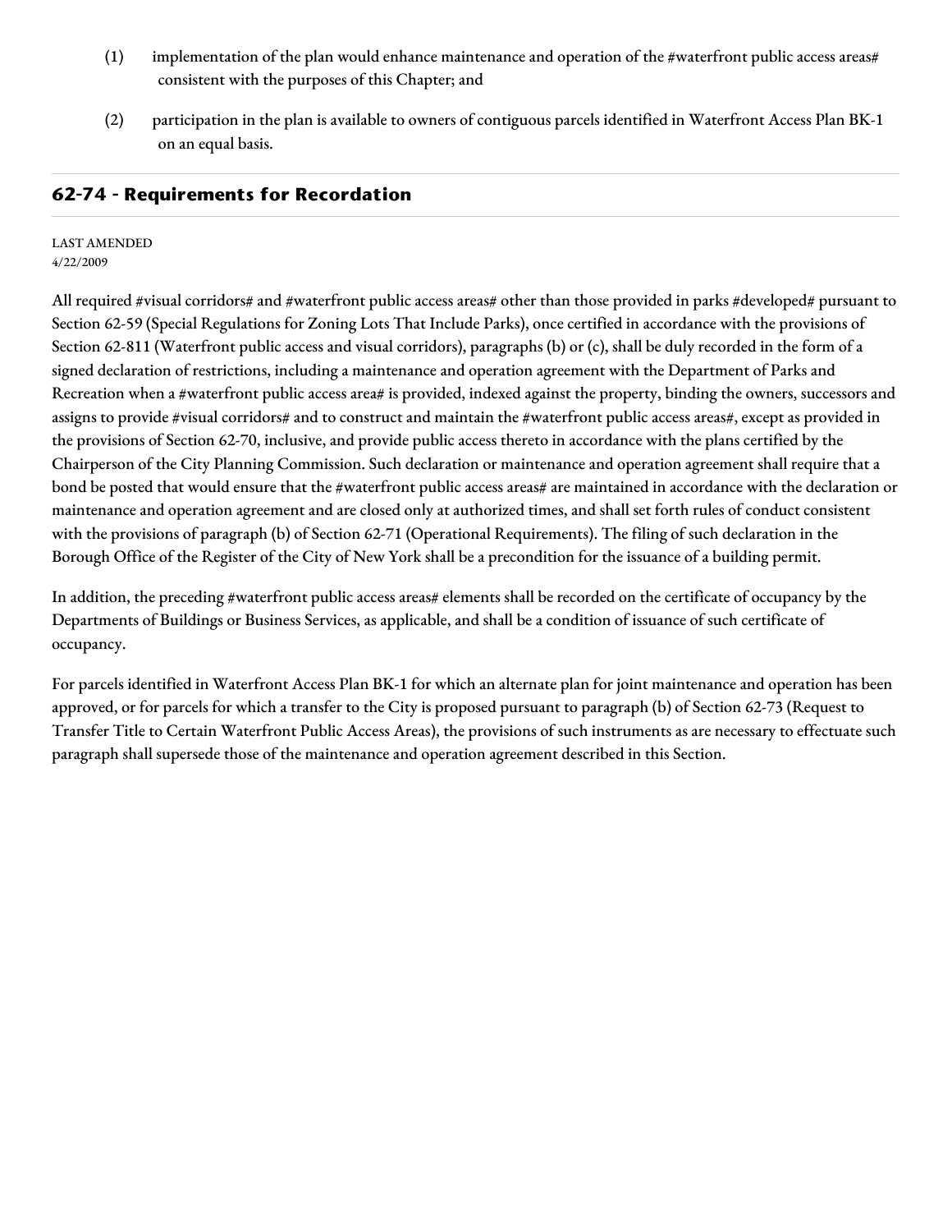(1) implementation of the plan would enhance maintenance and operation of the #waterfront public access areas# consistent with the purposes of this Chapter; and

(2) participation in the plan is available to owners of contiguous parcels identified in Waterfront Access Plan BK-1 on an equal basis.

## 62-74 - Requirements for Recordation

LAST AMENDED
4/22/2009

All required #visual corridors# and #waterfront public access areas# other than those provided in parks #developed# pursuant to Section 62-59 (Special Regulations for Zoning Lots That Include Parks), once certified in accordance with the provisions of Section 62-811 (Waterfront public access and visual corridors), paragraphs (b) or (c), shall be duly recorded in the form of a signed declaration of restrictions, including a maintenance and operation agreement with the Department of Parks and Recreation when a #waterfront public access area# is provided, indexed against the property, binding the owners, successors and assigns to provide #visual corridors# and to construct and maintain the #waterfront public access areas#, except as provided in the provisions of Section 62-70, inclusive, and provide public access thereto in accordance with the plans certified by the Chairperson of the City Planning Commission. Such declaration or maintenance and operation agreement shall require that a bond be posted that would ensure that the #waterfront public access areas# are maintained in accordance with the declaration or maintenance and operation agreement and are closed only at authorized times, and shall set forth rules of conduct consistent with the provisions of paragraph (b) of Section 62-71 (Operational Requirements). The filing of such declaration in the Borough Office of the Register of the City of New York shall be a precondition for the issuance of a building permit.

In addition, the preceding #waterfront public access areas# elements shall be recorded on the certificate of occupancy by the Departments of Buildings or Business Services, as applicable, and shall be a condition of issuance of such certificate of occupancy.

For parcels identified in Waterfront Access Plan BK-1 for which an alternate plan for joint maintenance and operation has been approved, or for parcels for which a transfer to the City is proposed pursuant to paragraph (b) of Section 62-73 (Request to Transfer Title to Certain Waterfront Public Access Areas), the provisions of such instruments as are necessary to effectuate such paragraph shall supersede those of the maintenance and operation agreement described in this Section.